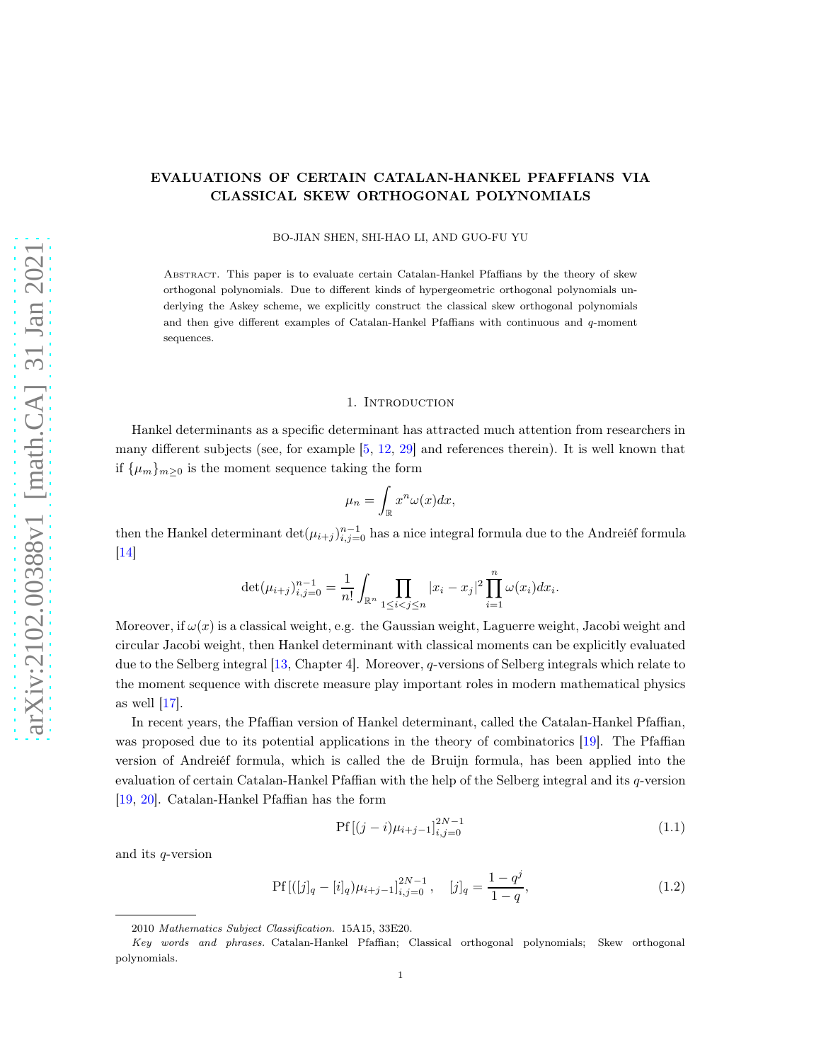# EVALUATIONS OF CERTAIN CATALAN-HANKEL PFAFFIANS VIA CLASSICAL SKEW ORTHOGONAL POLYNOMIALS

BO-JIAN SHEN, SHI-HAO LI, AND GUO-FU YU

Abstract. This paper is to evaluate certain Catalan-Hankel Pfaffians by the theory of skew orthogonal polynomials. Due to different kinds of hypergeometric orthogonal polynomials underlying the Askey scheme, we explicitly construct the classical skew orthogonal polynomials and then give different examples of Catalan-Hankel Pfaffians with continuous and $q$-moment sequences.

## 1. Introduction

Hankel determinants as a specific determinant has attracted much attention from researchers in many different subjects (see, for example [5, 12, 29] and references therein). It is well known that if $\{\mu_m\}_{m\geq 0}$ is the moment sequence taking the form

$$\mu_n = \int_{\mathbb{R}} x^n \omega(x) dx,$$

then the Hankel determinant $\det(\mu_{i+j})_{i,j=0}^{n-1}$ has a nice integral formula due to the Andreiéf formula [14]

$$\det(\mu_{i+j})_{i,j=0}^{n-1} = \frac{1}{n!} \int_{\mathbb{R}^n} \prod_{1\leq i<j\leq n} |x_i - x_j|^2 \prod_{i=1}^n \omega(x_i) dx_i.$$

Moreover, if $\omega(x)$ is a classical weight, e.g. the Gaussian weight, Laguerre weight, Jacobi weight and circular Jacobi weight, then Hankel determinant with classical moments can be explicitly evaluated due to the Selberg integral [13, Chapter 4]. Moreover, $q$-versions of Selberg integrals which relate to the moment sequence with discrete measure play important roles in modern mathematical physics as well [17].

In recent years, the Pfaffian version of Hankel determinant, called the Catalan-Hankel Pfaffian, was proposed due to its potential applications in the theory of combinatorics [19]. The Pfaffian version of Andreiéf formula, which is called the de Bruijn formula, has been applied into the evaluation of certain Catalan-Hankel Pfaffian with the help of the Selberg integral and its $q$-version [19, 20]. Catalan-Hankel Pfaffian has the form

$$\mathrm{Pf}\left[(j-i)\mu_{i+j-1}\right]_{i,j=0}^{2N-1} \tag{1.1}$$

and its $q$-version

$$\mathrm{Pf}\left[([j]_q - [i]_q)\mu_{i+j-1}\right]_{i,j=0}^{2N-1}, \quad [j]_q = \frac{1-q^j}{1-q}, \tag{1.2}$$

2010 *Mathematics Subject Classification.* 15A15, 33E20.

*Key words and phrases.* Catalan-Hankel Pfaffian; Classical orthogonal polynomials; Skew orthogonal polynomials.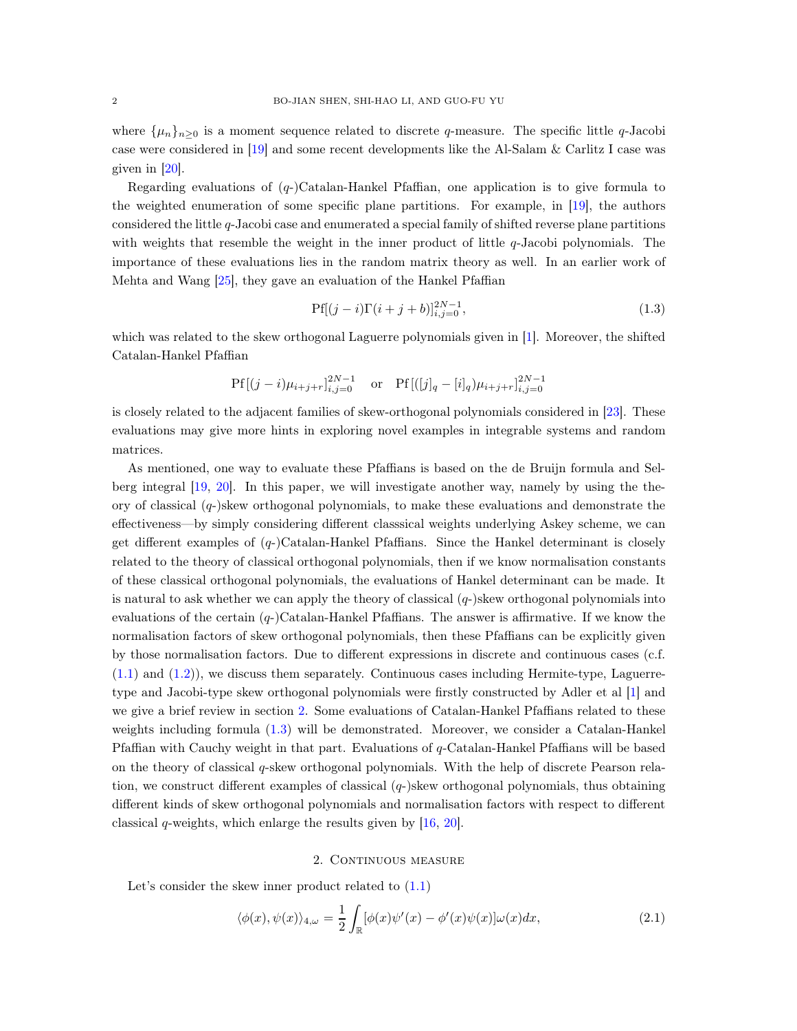where $\{\mu_n\}_{n\geq 0}$ is a moment sequence related to discrete $q$-measure. The specific little $q$-Jacobi case were considered in [19] and some recent developments like the Al-Salam & Carlitz I case was given in [20].

Regarding evaluations of ($q$-)Catalan-Hankel Pfaffian, one application is to give formula to the weighted enumeration of some specific plane partitions. For example, in [19], the authors considered the little $q$-Jacobi case and enumerated a special family of shifted reverse plane partitions with weights that resemble the weight in the inner product of little $q$-Jacobi polynomials. The importance of these evaluations lies in the random matrix theory as well. In an earlier work of Mehta and Wang [25], they gave an evaluation of the Hankel Pfaffian

$$\mathrm{Pf}[(j-i)\Gamma(i+j+b)]_{i,j=0}^{2N-1}, \tag{1.3}$$

which was related to the skew orthogonal Laguerre polynomials given in [1]. Moreover, the shifted Catalan-Hankel Pfaffian

$$\mathrm{Pf}\left[(j-i)\mu_{i+j+r}\right]_{i,j=0}^{2N-1} \quad \text{or} \quad \mathrm{Pf}\left[([j]_q-[i]_q)\mu_{i+j+r}\right]_{i,j=0}^{2N-1}$$

is closely related to the adjacent families of skew-orthogonal polynomials considered in [23]. These evaluations may give more hints in exploring novel examples in integrable systems and random matrices.

As mentioned, one way to evaluate these Pfaffians is based on the de Bruijn formula and Selberg integral [19, 20]. In this paper, we will investigate another way, namely by using the theory of classical ($q$-)skew orthogonal polynomials, to make these evaluations and demonstrate the effectiveness—by simply considering different classsical weights underlying Askey scheme, we can get different examples of ($q$-)Catalan-Hankel Pfaffians. Since the Hankel determinant is closely related to the theory of classical orthogonal polynomials, then if we know normalisation constants of these classical orthogonal polynomials, the evaluations of Hankel determinant can be made. It is natural to ask whether we can apply the theory of classical ($q$-)skew orthogonal polynomials into evaluations of the certain ($q$-)Catalan-Hankel Pfaffians. The answer is affirmative. If we know the normalisation factors of skew orthogonal polynomials, then these Pfaffians can be explicitly given by those normalisation factors. Due to different expressions in discrete and continuous cases (c.f. (1.1) and (1.2)), we discuss them separately. Continuous cases including Hermite-type, Laguerre-type and Jacobi-type skew orthogonal polynomials were firstly constructed by Adler et al [1] and we give a brief review in section 2. Some evaluations of Catalan-Hankel Pfaffians related to these weights including formula (1.3) will be demonstrated. Moreover, we consider a Catalan-Hankel Pfaffian with Cauchy weight in that part. Evaluations of $q$-Catalan-Hankel Pfaffians will be based on the theory of classical $q$-skew orthogonal polynomials. With the help of discrete Pearson relation, we construct different examples of classical ($q$-)skew orthogonal polynomials, thus obtaining different kinds of skew orthogonal polynomials and normalisation factors with respect to different classical $q$-weights, which enlarge the results given by [16, 20].

## 2. Continuous measure

Let's consider the skew inner product related to (1.1)

$$\langle \phi(x), \psi(x)\rangle_{4,\omega} = \frac{1}{2}\int_{\mathbb{R}} [\phi(x)\psi'(x) - \phi'(x)\psi(x)]\omega(x)dx, \tag{2.1}$$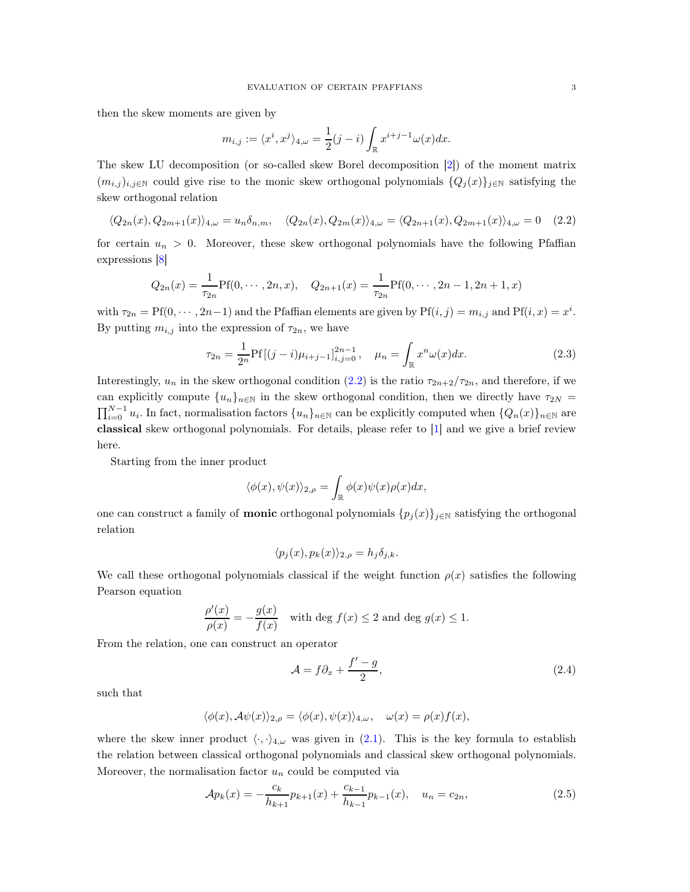then the skew moments are given by

$$m_{i,j} := \langle x^i, x^j \rangle_{4,\omega} = \frac{1}{2}(j-i)\int_{\mathbb{R}} x^{i+j-1}\omega(x)dx.$$

The skew LU decomposition (or so-called skew Borel decomposition [2]) of the moment matrix $(m_{i,j})_{i,j\in\mathbb{N}}$ could give rise to the monic skew orthogonal polynomials $\{Q_j(x)\}_{j\in\mathbb{N}}$ satisfying the skew orthogonal relation

$$\langle Q_{2n}(x), Q_{2m+1}(x)\rangle_{4,\omega} = u_n\delta_{n,m}, \quad \langle Q_{2n}(x), Q_{2m}(x)\rangle_{4,\omega} = \langle Q_{2n+1}(x), Q_{2m+1}(x)\rangle_{4,\omega} = 0 \quad (2.2)$$

for certain $u_n > 0$. Moreover, these skew orthogonal polynomials have the following Pfaffian expressions [8]

$$Q_{2n}(x) = \frac{1}{\tau_{2n}}\text{Pf}(0,\cdots,2n,x), \quad Q_{2n+1}(x) = \frac{1}{\tau_{2n}}\text{Pf}(0,\cdots,2n-1,2n+1,x)$$

with $\tau_{2n} = \text{Pf}(0,\cdots,2n-1)$ and the Pfaffian elements are given by $\text{Pf}(i,j) = m_{i,j}$ and $\text{Pf}(i,x) = x^i$. By putting $m_{i,j}$ into the expression of $\tau_{2n}$, we have

$$\tau_{2n} = \frac{1}{2^n}\text{Pf}\left[(j-i)\mu_{i+j-1}\right]_{i,j=0}^{2n-1}, \quad \mu_n = \int_{\mathbb{R}} x^n\omega(x)dx. \quad (2.3)$$

Interestingly, $u_n$ in the skew orthogonal condition (2.2) is the ratio $\tau_{2n+2}/\tau_{2n}$, and therefore, if we can explicitly compute $\{u_n\}_{n\in\mathbb{N}}$ in the skew orthogonal condition, then we directly have $\tau_{2N} = \prod_{i=0}^{N-1} u_i$. In fact, normalisation factors $\{u_n\}_{n\in\mathbb{N}}$ can be explicitly computed when $\{Q_n(x)\}_{n\in\mathbb{N}}$ are **classical** skew orthogonal polynomials. For details, please refer to [1] and we give a brief review here.

Starting from the inner product

$$\langle \phi(x), \psi(x)\rangle_{2,\rho} = \int_{\mathbb{R}} \phi(x)\psi(x)\rho(x)dx,$$

one can construct a family of **monic** orthogonal polynomials $\{p_j(x)\}_{j\in\mathbb{N}}$ satisfying the orthogonal relation

$$\langle p_j(x), p_k(x)\rangle_{2,\rho} = h_j\delta_{j,k}.$$

We call these orthogonal polynomials classical if the weight function $\rho(x)$ satisfies the following Pearson equation

$$\frac{\rho'(x)}{\rho(x)} = -\frac{g(x)}{f(x)} \quad \text{with } \deg f(x) \leq 2 \text{ and } \deg g(x) \leq 1.$$

From the relation, one can construct an operator

$$\mathcal{A} = f\partial_x + \frac{f'-g}{2}, \quad (2.4)$$

such that

$$\langle \phi(x), \mathcal{A}\psi(x)\rangle_{2,\rho} = \langle \phi(x), \psi(x)\rangle_{4,\omega}, \quad \omega(x) = \rho(x)f(x),$$

where the skew inner product $\langle\cdot,\cdot\rangle_{4,\omega}$ was given in (2.1). This is the key formula to establish the relation between classical orthogonal polynomials and classical skew orthogonal polynomials. Moreover, the normalisation factor $u_n$ could be computed via

$$\mathcal{A}p_k(x) = -\frac{c_k}{h_{k+1}}p_{k+1}(x) + \frac{c_{k-1}}{h_{k-1}}p_{k-1}(x), \quad u_n = c_{2n}, \quad (2.5)$$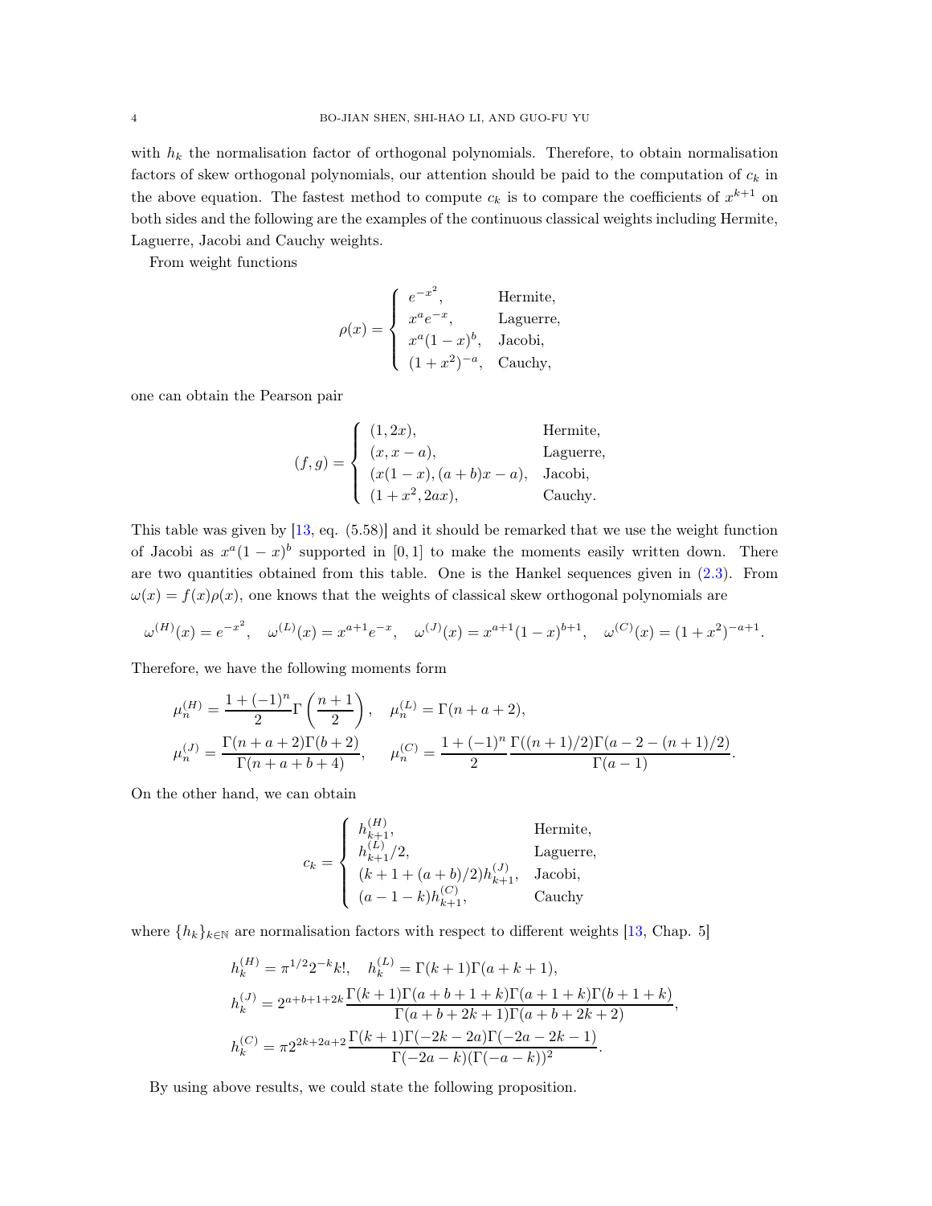with $h_k$ the normalisation factor of orthogonal polynomials. Therefore, to obtain normalisation factors of skew orthogonal polynomials, our attention should be paid to the computation of $c_k$ in the above equation. The fastest method to compute $c_k$ is to compare the coefficients of $x^{k+1}$ on both sides and the following are the examples of the continuous classical weights including Hermite, Laguerre, Jacobi and Cauchy weights.

From weight functions

$$\rho(x) = \begin{cases} e^{-x^2}, & \text{Hermite,} \\ x^a e^{-x}, & \text{Laguerre,} \\ x^a(1-x)^b, & \text{Jacobi,} \\ (1+x^2)^{-a}, & \text{Cauchy,} \end{cases}$$

one can obtain the Pearson pair

$$(f,g) = \begin{cases} (1, 2x), & \text{Hermite,} \\ (x, x-a), & \text{Laguerre,} \\ (x(1-x), (a+b)x - a), & \text{Jacobi,} \\ (1+x^2, 2ax), & \text{Cauchy.} \end{cases}$$

This table was given by [13, eq. (5.58)] and it should be remarked that we use the weight function of Jacobi as $x^a(1-x)^b$ supported in $[0,1]$ to make the moments easily written down. There are two quantities obtained from this table. One is the Hankel sequences given in (2.3). From $\omega(x) = f(x)\rho(x)$, one knows that the weights of classical skew orthogonal polynomials are

$$\omega^{(H)}(x) = e^{-x^2}, \quad \omega^{(L)}(x) = x^{a+1}e^{-x}, \quad \omega^{(J)}(x) = x^{a+1}(1-x)^{b+1}, \quad \omega^{(C)}(x) = (1+x^2)^{-a+1}.$$

Therefore, we have the following moments form

$$\mu_n^{(H)} = \frac{1+(-1)^n}{2}\Gamma\left(\frac{n+1}{2}\right), \quad \mu_n^{(L)} = \Gamma(n+a+2),$$
$$\mu_n^{(J)} = \frac{\Gamma(n+a+2)\Gamma(b+2)}{\Gamma(n+a+b+4)}, \qquad \mu_n^{(C)} = \frac{1+(-1)^n}{2}\frac{\Gamma((n+1)/2)\Gamma(a-2-(n+1)/2)}{\Gamma(a-1)}.$$

On the other hand, we can obtain

$$c_k = \begin{cases} h_{k+1}^{(H)}, & \text{Hermite,} \\ h_{k+1}^{(L)}/2, & \text{Laguerre,} \\ (k+1+(a+b)/2)h_{k+1}^{(J)}, & \text{Jacobi,} \\ (a-1-k)h_{k+1}^{(C)}, & \text{Cauchy} \end{cases}$$

where $\{h_k\}_{k\in\mathbb{N}}$ are normalisation factors with respect to different weights [13, Chap. 5]

$$h_k^{(H)} = \pi^{1/2}2^{-k}k!, \quad h_k^{(L)} = \Gamma(k+1)\Gamma(a+k+1),$$
$$h_k^{(J)} = 2^{a+b+1+2k}\frac{\Gamma(k+1)\Gamma(a+b+1+k)\Gamma(a+1+k)\Gamma(b+1+k)}{\Gamma(a+b+2k+1)\Gamma(a+b+2k+2)},$$
$$h_k^{(C)} = \pi 2^{2k+2a+2}\frac{\Gamma(k+1)\Gamma(-2k-2a)\Gamma(-2a-2k-1)}{\Gamma(-2a-k)(\Gamma(-a-k))^2}.$$

By using above results, we could state the following proposition.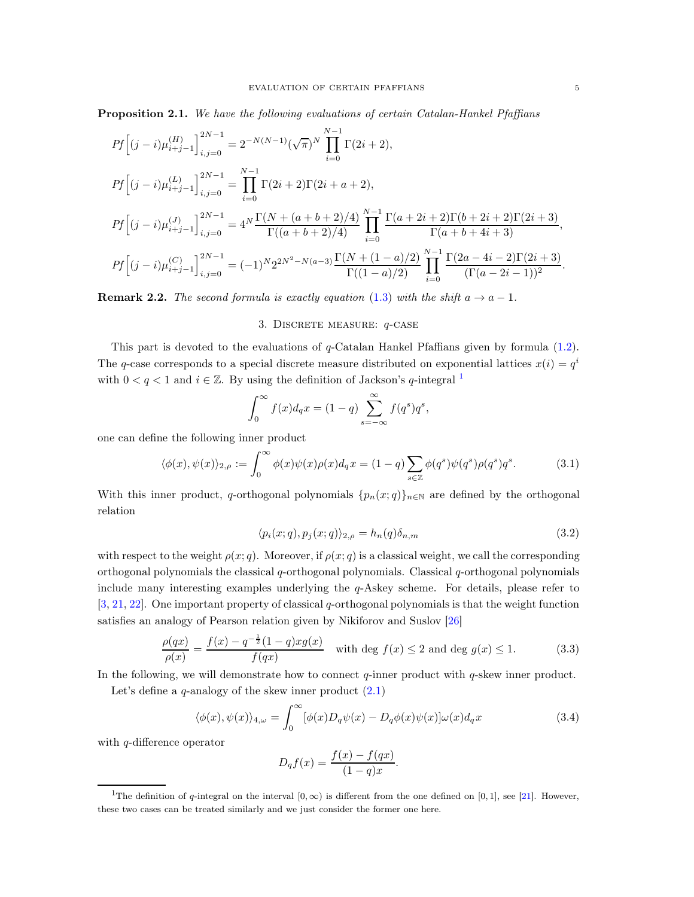**Proposition 2.1.** *We have the following evaluations of certain Catalan-Hankel Pfaffians*

$$
\begin{aligned}
&Pf\Big[(j-i)\mu^{(H)}_{i+j-1}\Big]_{i,j=0}^{2N-1} = 2^{-N(N-1)}(\sqrt{\pi})^N\prod_{i=0}^{N-1}\Gamma(2i+2),\\
&Pf\Big[(j-i)\mu^{(L)}_{i+j-1}\Big]_{i,j=0}^{2N-1} = \prod_{i=0}^{N-1}\Gamma(2i+2)\Gamma(2i+a+2),\\
&Pf\Big[(j-i)\mu^{(J)}_{i+j-1}\Big]_{i,j=0}^{2N-1} = 4^N\frac{\Gamma(N+(a+b+2)/4)}{\Gamma((a+b+2)/4)}\prod_{i=0}^{N-1}\frac{\Gamma(a+2i+2)\Gamma(b+2i+2)\Gamma(2i+3)}{\Gamma(a+b+4i+3)},\\
&Pf\Big[(j-i)\mu^{(C)}_{i+j-1}\Big]_{i,j=0}^{2N-1} = (-1)^N2^{2N^2-N(a-3)}\frac{\Gamma(N+(1-a)/2)}{\Gamma((1-a)/2)}\prod_{i=0}^{N-1}\frac{\Gamma(2a-4i-2)\Gamma(2i+3)}{(\Gamma(a-2i-1))^2}.
\end{aligned}
$$

**Remark 2.2.** *The second formula is exactly equation (1.3) with the shift $a\to a-1$.*

## 3. Discrete measure: $q$-case

This part is devoted to the evaluations of $q$-Catalan Hankel Pfaffians given by formula (1.2). The $q$-case corresponds to a special discrete measure distributed on exponential lattices $x(i)=q^i$ with $0<q<1$ and $i\in\mathbb{Z}$. By using the definition of Jackson's $q$-integral [1]

$$
\int_0^\infty f(x)d_qx = (1-q)\sum_{s=-\infty}^{\infty}f(q^s)q^s,
$$

one can define the following inner product

$$
\langle\phi(x),\psi(x)\rangle_{2,\rho} := \int_0^\infty \phi(x)\psi(x)\rho(x)d_qx = (1-q)\sum_{s\in\mathbb{Z}}\phi(q^s)\psi(q^s)\rho(q^s)q^s. \tag{3.1}
$$

With this inner product, $q$-orthogonal polynomials $\{p_n(x;q)\}_{n\in\mathbb{N}}$ are defined by the orthogonal relation

$$
\langle p_i(x;q),p_j(x;q)\rangle_{2,\rho} = h_n(q)\delta_{n,m} \tag{3.2}
$$

with respect to the weight $\rho(x;q)$. Moreover, if $\rho(x;q)$ is a classical weight, we call the corresponding orthogonal polynomials the classical $q$-orthogonal polynomials. Classical $q$-orthogonal polynomials include many interesting examples underlying the $q$-Askey scheme. For details, please refer to [3, 21, 22]. One important property of classical $q$-orthogonal polynomials is that the weight function satisfies an analogy of Pearson relation given by Nikiforov and Suslov [26]

$$
\frac{\rho(qx)}{\rho(x)} = \frac{f(x)-q^{-\frac{1}{2}}(1-q)xg(x)}{f(qx)} \quad \text{with } \deg f(x)\le 2 \text{ and } \deg g(x)\le 1. \tag{3.3}
$$

In the following, we will demonstrate how to connect $q$-inner product with $q$-skew inner product.

Let's define a $q$-analogy of the skew inner product (2.1)

$$
\langle\phi(x),\psi(x)\rangle_{4,\omega} = \int_0^\infty[\phi(x)D_q\psi(x)-D_q\phi(x)\psi(x)]\omega(x)d_qx \tag{3.4}
$$

with $q$-difference operator

$$
D_qf(x) = \frac{f(x)-f(qx)}{(1-q)x}.
$$

[1] The definition of $q$-integral on the interval $[0,\infty)$ is different from the one defined on $[0,1]$, see [21]. However, these two cases can be treated similarly and we just consider the former one here.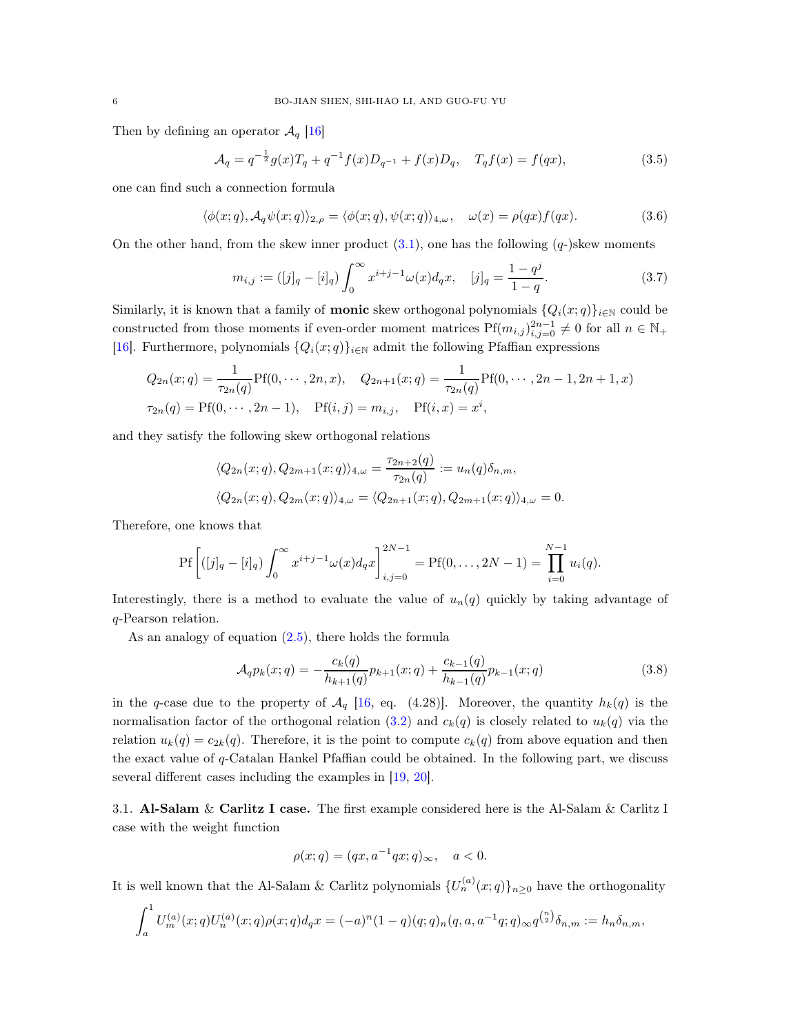Then by defining an operator $\mathcal{A}_q$ [16]

$$\mathcal{A}_q = q^{-\frac{1}{2}}g(x)T_q + q^{-1}f(x)D_{q^{-1}} + f(x)D_q, \quad T_qf(x) = f(qx), \tag{3.5}$$

one can find such a connection formula

$$\langle \phi(x;q), \mathcal{A}_q\psi(x;q)\rangle_{2,\rho} = \langle \phi(x;q), \psi(x;q)\rangle_{4,\omega}, \quad \omega(x) = \rho(qx)f(qx). \tag{3.6}$$

On the other hand, from the skew inner product (3.1), one has the following ($q$-)skew moments

$$m_{i,j} := ([j]_q - [i]_q)\int_0^\infty x^{i+j-1}\omega(x)d_qx, \quad [j]_q = \frac{1-q^j}{1-q}. \tag{3.7}$$

Similarly, it is known that a family of **monic** skew orthogonal polynomials $\{Q_i(x;q)\}_{i\in\mathbb{N}}$ could be constructed from those moments if even-order moment matrices $\mathrm{Pf}(m_{i,j})_{i,j=0}^{2n-1} \neq 0$ for all $n \in \mathbb{N}_+$ [16]. Furthermore, polynomials $\{Q_i(x;q)\}_{i\in\mathbb{N}}$ admit the following Pfaffian expressions

$$Q_{2n}(x;q) = \frac{1}{\tau_{2n}(q)}\mathrm{Pf}(0,\cdots,2n,x), \quad Q_{2n+1}(x;q) = \frac{1}{\tau_{2n}(q)}\mathrm{Pf}(0,\cdots,2n-1,2n+1,x)$$
$$\tau_{2n}(q) = \mathrm{Pf}(0,\cdots,2n-1), \quad \mathrm{Pf}(i,j) = m_{i,j}, \quad \mathrm{Pf}(i,x) = x^i,$$

and they satisfy the following skew orthogonal relations

$$\langle Q_{2n}(x;q), Q_{2m+1}(x;q)\rangle_{4,\omega} = \frac{\tau_{2n+2}(q)}{\tau_{2n}(q)} := u_n(q)\delta_{n,m},$$
$$\langle Q_{2n}(x;q), Q_{2m}(x;q)\rangle_{4,\omega} = \langle Q_{2n+1}(x;q), Q_{2m+1}(x;q)\rangle_{4,\omega} = 0.$$

Therefore, one knows that

$$\mathrm{Pf}\left[([j]_q - [i]_q)\int_0^\infty x^{i+j-1}\omega(x)d_qx\right]_{i,j=0}^{2N-1} = \mathrm{Pf}(0,\ldots,2N-1) = \prod_{i=0}^{N-1}u_i(q).$$

Interestingly, there is a method to evaluate the value of $u_n(q)$ quickly by taking advantage of $q$-Pearson relation.

As an analogy of equation (2.5), there holds the formula

$$\mathcal{A}_qp_k(x;q) = -\frac{c_k(q)}{h_{k+1}(q)}p_{k+1}(x;q) + \frac{c_{k-1}(q)}{h_{k-1}(q)}p_{k-1}(x;q) \tag{3.8}$$

in the $q$-case due to the property of $\mathcal{A}_q$ [16, eq. (4.28)]. Moreover, the quantity $h_k(q)$ is the normalisation factor of the orthogonal relation (3.2) and $c_k(q)$ is closely related to $u_k(q)$ via the relation $u_k(q) = c_{2k}(q)$. Therefore, it is the point to compute $c_k(q)$ from above equation and then the exact value of $q$-Catalan Hankel Pfaffian could be obtained. In the following part, we discuss several different cases including the examples in [19, 20].

### 3.1. Al-Salam & Carlitz I case.

The first example considered here is the Al-Salam & Carlitz I case with the weight function

$$\rho(x;q) = (qx, a^{-1}qx;q)_\infty, \quad a<0.$$

It is well known that the Al-Salam & Carlitz polynomials $\{U_n^{(a)}(x;q)\}_{n\geq 0}$ have the orthogonality

$$\int_a^1 U_m^{(a)}(x;q)U_n^{(a)}(x;q)\rho(x;q)d_qx = (-a)^n(1-q)(q;q)_n(q,a,a^{-1}q;q)_\infty q^{\binom{n}{2}}\delta_{n,m} := h_n\delta_{n,m},$$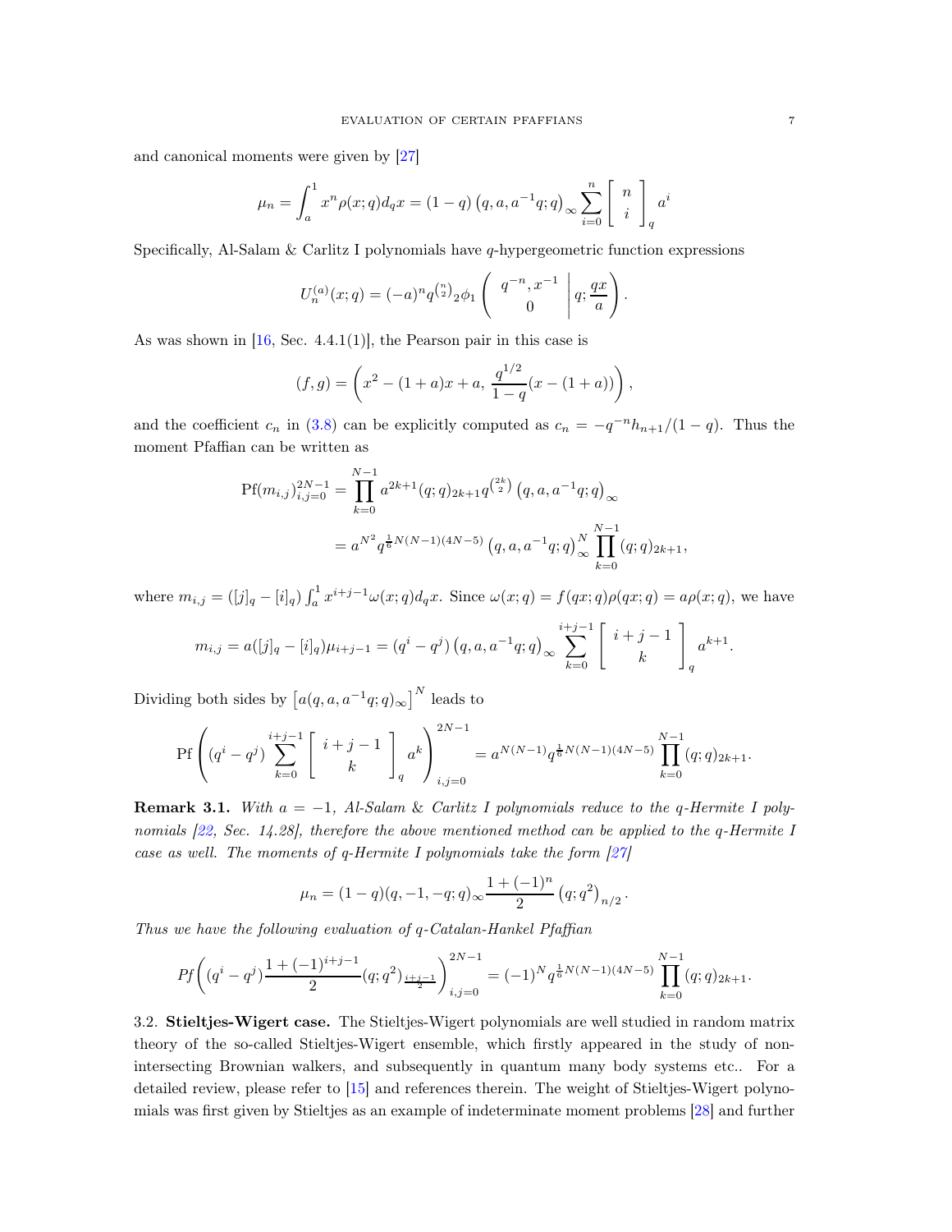and canonical moments were given by [27]

$$\mu_n = \int_a^1 x^n \rho(x;q) d_q x = (1-q)\left(q, a, a^{-1}q; q\right)_\infty \sum_{i=0}^{n} \left[ \begin{array}{c} n \\ i \end{array} \right]_q a^i$$

Specifically, Al-Salam & Carlitz I polynomials have $q$-hypergeometric function expressions

$$U_n^{(a)}(x;q) = (-a)^n q^{\binom{n}{2}} {}_2\phi_1 \left( \begin{array}{c} q^{-n}, x^{-1} \\ 0 \end{array} \middle| q; \frac{qx}{a} \right).$$

As was shown in [16, Sec. 4.4.1(1)], the Pearson pair in this case is

$$(f, g) = \left( x^2 - (1+a)x + a, \frac{q^{1/2}}{1-q}(x - (1+a)) \right),$$

and the coefficient $c_n$ in (3.8) can be explicitly computed as $c_n = -q^{-n} h_{n+1}/(1-q)$. Thus the moment Pfaffian can be written as

$$\begin{aligned}
\mathrm{Pf}(m_{i,j})_{i,j=0}^{2N-1} &= \prod_{k=0}^{N-1} a^{2k+1} (q;q)_{2k+1} q^{\binom{2k}{2}} \left(q, a, a^{-1}q; q\right)_\infty \\
&= a^{N^2} q^{\frac{1}{6}N(N-1)(4N-5)} \left(q, a, a^{-1}q; q\right)_\infty^N \prod_{k=0}^{N-1} (q;q)_{2k+1},
\end{aligned}$$

where $m_{i,j} = ([j]_q - [i]_q) \int_a^1 x^{i+j-1} \omega(x;q) d_q x$. Since $\omega(x;q) = f(qx;q)\rho(qx;q) = a\rho(x;q)$, we have

$$m_{i,j} = a([j]_q - [i]_q)\mu_{i+j-1} = (q^i - q^j)\left(q, a, a^{-1}q; q\right)_\infty \sum_{k=0}^{i+j-1} \left[ \begin{array}{c} i+j-1 \\ k \end{array} \right]_q a^{k+1}.$$

Dividing both sides by $\left[a(q, a, a^{-1}q; q)_\infty\right]^N$ leads to

$$\mathrm{Pf}\left( (q^i - q^j) \sum_{k=0}^{i+j-1} \left[ \begin{array}{c} i+j-1 \\ k \end{array} \right]_q a^k \right)_{i,j=0}^{2N-1} = a^{N(N-1)} q^{\frac{1}{6}N(N-1)(4N-5)} \prod_{k=0}^{N-1} (q;q)_{2k+1}.$$

**Remark 3.1.** *With $a = -1$, Al-Salam & Carlitz I polynomials reduce to the $q$-Hermite I polynomials [22, Sec. 14.28], therefore the above mentioned method can be applied to the $q$-Hermite I case as well. The moments of $q$-Hermite I polynomials take the form [27]*

$$\mu_n = (1-q)(q, -1, -q; q)_\infty \frac{1 + (-1)^n}{2} \left(q; q^2\right)_{n/2}.$$

*Thus we have the following evaluation of $q$-Catalan-Hankel Pfaffian*

$$Pf\left( (q^i - q^j) \frac{1 + (-1)^{i+j-1}}{2} (q; q^2)_{\frac{i+j-1}{2}} \right)_{i,j=0}^{2N-1} = (-1)^N q^{\frac{1}{6}N(N-1)(4N-5)} \prod_{k=0}^{N-1} (q;q)_{2k+1}.$$

3.2. **Stieltjes-Wigert case.** The Stieltjes-Wigert polynomials are well studied in random matrix theory of the so-called Stieltjes-Wigert ensemble, which firstly appeared in the study of non-intersecting Brownian walkers, and subsequently in quantum many body systems etc.. For a detailed review, please refer to [15] and references therein. The weight of Stieltjes-Wigert polynomials was first given by Stieltjes as an example of indeterminate moment problems [28] and further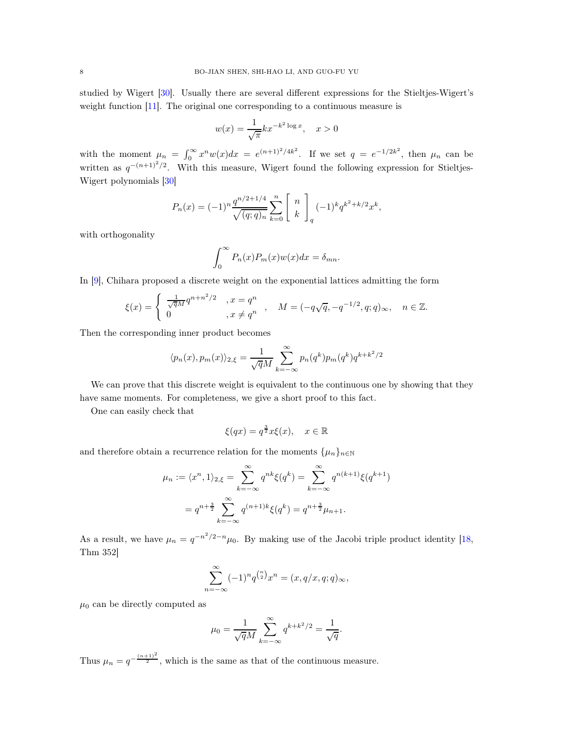studied by Wigert [30]. Usually there are several different expressions for the Stieltjes-Wigert's weight function [11]. The original one corresponding to a continuous measure is

$$w(x) = \frac{1}{\sqrt{\pi}} k x^{-k^2 \log x}, \quad x > 0$$

with the moment $\mu_n = \int_0^\infty x^n w(x) dx = e^{(n+1)^2/4k^2}$. If we set $q = e^{-1/2k^2}$, then $\mu_n$ can be written as $q^{-(n+1)^2/2}$. With this measure, Wigert found the following expression for Stieltjes-Wigert polynomials [30]

$$P_n(x) = (-1)^n \frac{q^{n/2+1/4}}{\sqrt{(q;q)_n}} \sum_{k=0}^{n} \begin{bmatrix} n \\ k \end{bmatrix}_q (-1)^k q^{k^2+k/2} x^k,$$

with orthogonality

$$\int_0^\infty P_n(x) P_m(x) w(x) dx = \delta_{mn}.$$

In [9], Chihara proposed a discrete weight on the exponential lattices admitting the form

$$\xi(x) = \begin{cases} \frac{1}{\sqrt{q}M} q^{n+n^2/2} & , x = q^n \\ 0 & , x \neq q^n \end{cases}, \quad M = (-q\sqrt{q}, -q^{-1/2}, q; q)_\infty, \quad n \in \mathbb{Z}.$$

Then the corresponding inner product becomes

$$\langle p_n(x), p_m(x) \rangle_{2,\xi} = \frac{1}{\sqrt{q}M} \sum_{k=-\infty}^{\infty} p_n(q^k) p_m(q^k) q^{k+k^2/2}$$

We can prove that this discrete weight is equivalent to the continuous one by showing that they have same moments. For completeness, we give a short proof to this fact.

One can easily check that

$$\xi(qx) = q^{\frac{3}{2}} x \xi(x), \quad x \in \mathbb{R}$$

and therefore obtain a recurrence relation for the moments $\{\mu_n\}_{n \in \mathbb{N}}$

$$\begin{aligned} \mu_n := \langle x^n, 1 \rangle_{2,\xi} &= \sum_{k=-\infty}^{\infty} q^{nk} \xi(q^k) = \sum_{k=-\infty}^{\infty} q^{n(k+1)} \xi(q^{k+1}) \\ &= q^{n+\frac{3}{2}} \sum_{k=-\infty}^{\infty} q^{(n+1)k} \xi(q^k) = q^{n+\frac{3}{2}} \mu_{n+1}. \end{aligned}$$

As a result, we have $\mu_n = q^{-n^2/2-n} \mu_0$. By making use of the Jacobi triple product identity [18, Thm 352]

$$\sum_{n=-\infty}^{\infty} (-1)^n q^{\binom{n}{2}} x^n = (x, q/x, q; q)_\infty,$$

$\mu_0$ can be directly computed as

$$\mu_0 = \frac{1}{\sqrt{q}M} \sum_{k=-\infty}^{\infty} q^{k+k^2/2} = \frac{1}{\sqrt{q}}.$$

Thus $\mu_n = q^{-\frac{(n+1)^2}{2}}$, which is the same as that of the continuous measure.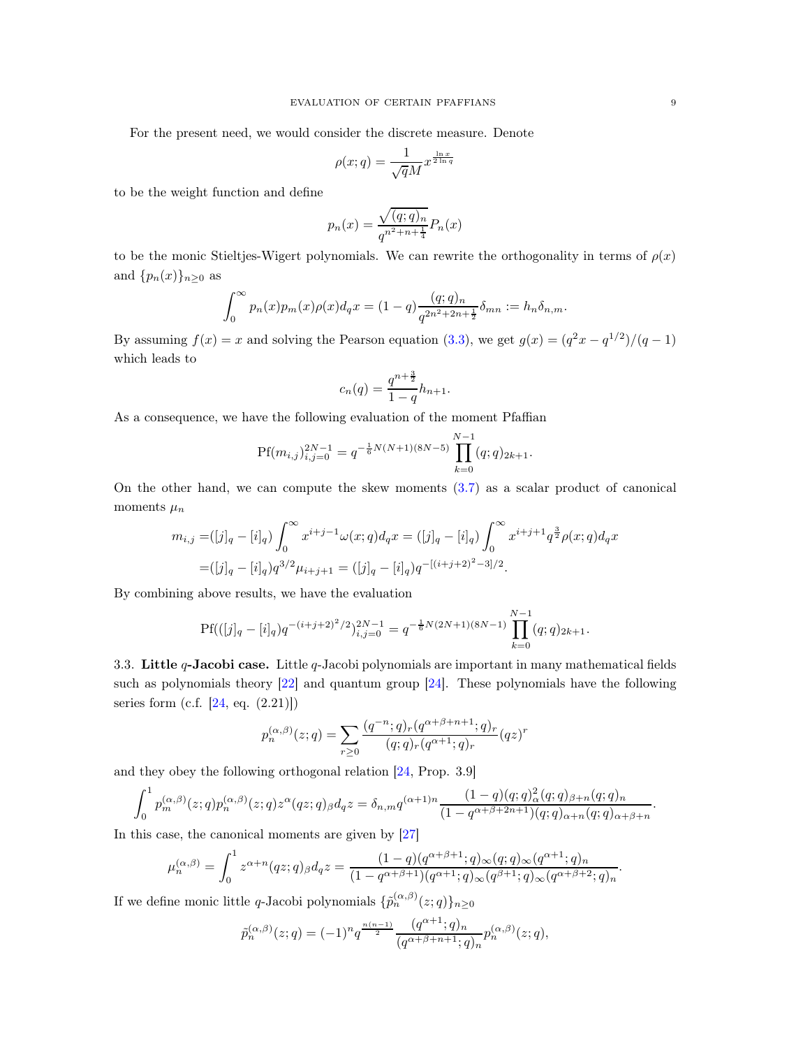For the present need, we would consider the discrete measure. Denote

$$\rho(x;q) = \frac{1}{\sqrt{q}M} x^{\frac{\ln x}{2\ln q}}$$

to be the weight function and define

$$p_n(x) = \frac{\sqrt{(q;q)_n}}{q^{n^2+n+\frac{1}{4}}} P_n(x)$$

to be the monic Stieltjes-Wigert polynomials. We can rewrite the orthogonality in terms of $\rho(x)$ and $\{p_n(x)\}_{n\geq 0}$ as

$$\int_0^\infty p_n(x)p_m(x)\rho(x)d_qx = (1-q)\frac{(q;q)_n}{q^{2n^2+2n+\frac{1}{2}}}\delta_{mn} := h_n\delta_{n,m}.$$

By assuming $f(x) = x$ and solving the Pearson equation (3.3), we get $g(x) = (q^2x - q^{1/2})/(q-1)$ which leads to

$$c_n(q) = \frac{q^{n+\frac{3}{2}}}{1-q}h_{n+1}.$$

As a consequence, we have the following evaluation of the moment Pfaffian

$$\mathrm{Pf}(m_{i,j})_{i,j=0}^{2N-1} = q^{-\frac{1}{6}N(N+1)(8N-5)}\prod_{k=0}^{N-1}(q;q)_{2k+1}.$$

On the other hand, we can compute the skew moments (3.7) as a scalar product of canonical moments $\mu_n$

$$\begin{aligned}
m_{i,j} =&([j]_q - [i]_q)\int_0^\infty x^{i+j-1}\omega(x;q)d_qx = ([j]_q - [i]_q)\int_0^\infty x^{i+j+1}q^{\frac{3}{2}}\rho(x;q)d_qx \\
=&([j]_q - [i]_q)q^{3/2}\mu_{i+j+1} = ([j]_q - [i]_q)q^{-[(i+j+2)^2-3]/2}.
\end{aligned}$$

By combining above results, we have the evaluation

$$\mathrm{Pf}(([j]_q - [i]_q)q^{-(i+j+2)^2/2})_{i,j=0}^{2N-1} = q^{-\frac{1}{6}N(2N+1)(8N-1)}\prod_{k=0}^{N-1}(q;q)_{2k+1}.$$

## 3.3. Little $q$-Jacobi case.

Little $q$-Jacobi polynomials are important in many mathematical fields such as polynomials theory [22] and quantum group [24]. These polynomials have the following series form (c.f. [24, eq. (2.21)])

$$p_n^{(\alpha,\beta)}(z;q) = \sum_{r\geq 0}\frac{(q^{-n};q)_r(q^{\alpha+\beta+n+1};q)_r}{(q;q)_r(q^{\alpha+1};q)_r}(qz)^r$$

and they obey the following orthogonal relation [24, Prop. 3.9]

$$\int_0^1 p_m^{(\alpha,\beta)}(z;q)p_n^{(\alpha,\beta)}(z;q)z^\alpha(qz;q)_\beta d_qz = \delta_{n,m}q^{(\alpha+1)n}\frac{(1-q)(q;q)_\alpha^2(q;q)_{\beta+n}(q;q)_n}{(1-q^{\alpha+\beta+2n+1})(q;q)_{\alpha+n}(q;q)_{\alpha+\beta+n}}.$$

In this case, the canonical moments are given by [27]

$$\mu_n^{(\alpha,\beta)} = \int_0^1 z^{\alpha+n}(qz;q)_\beta d_qz = \frac{(1-q)(q^{\alpha+\beta+1};q)_\infty(q;q)_\infty(q^{\alpha+1};q)_n}{(1-q^{\alpha+\beta+1})(q^{\alpha+1};q)_\infty(q^{\beta+1};q)_\infty(q^{\alpha+\beta+2};q)_n}.$$

If we define monic little $q$-Jacobi polynomials $\{\tilde{p}_n^{(\alpha,\beta)}(z;q)\}_{n\geq 0}$

$$\tilde{p}_n^{(\alpha,\beta)}(z;q) = (-1)^n q^{\frac{n(n-1)}{2}}\frac{(q^{\alpha+1};q)_n}{(q^{\alpha+\beta+n+1};q)_n}p_n^{(\alpha,\beta)}(z;q),$$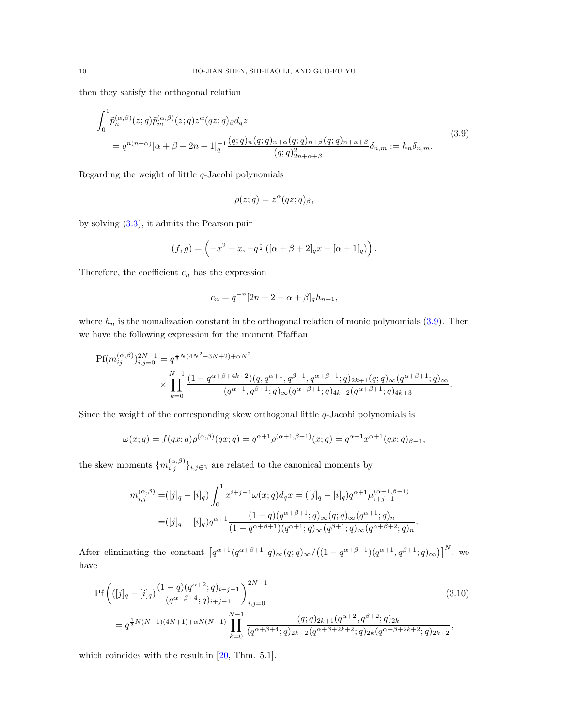then they satisfy the orthogonal relation

$$
\begin{aligned}
&\int_0^1 \tilde{p}_n^{(\alpha,\beta)}(z;q)\tilde{p}_m^{(\alpha,\beta)}(z;q)z^\alpha(qz;q)_\beta d_qz \\
&\quad = q^{n(n+\alpha)}[\alpha+\beta+2n+1]_q^{-1}\frac{(q;q)_n(q;q)_{n+\alpha}(q;q)_{n+\beta}(q;q)_{n+\alpha+\beta}}{(q;q)_{2n+\alpha+\beta}^2}\delta_{n,m} := h_n\delta_{n,m}.
\end{aligned}
\tag{3.9}
$$

Regarding the weight of little $q$-Jacobi polynomials

$$
\rho(z;q) = z^\alpha(qz;q)_\beta,
$$

by solving (3.3), it admits the Pearson pair

$$
(f,g) = \left(-x^2+x, -q^{\frac{1}{2}}\left([\alpha+\beta+2]_qx - [\alpha+1]_q\right)\right).
$$

Therefore, the coefficient $c_n$ has the expression

$$
c_n = q^{-n}[2n+2+\alpha+\beta]_qh_{n+1},
$$

where $h_n$ is the nomalization constant in the orthogonal relation of monic polynomials (3.9). Then we have the following expression for the moment Pfaffian

$$
\begin{aligned}
\mathrm{Pf}(m_{ij}^{(\alpha,\beta)})_{i,j=0}^{2N-1} = &\, q^{\frac{1}{3}N(4N^2-3N+2)+\alpha N^2} \\
&\times\prod_{k=0}^{N-1}\frac{(1-q^{\alpha+\beta+4k+2})(q,q^{\alpha+1},q^{\beta+1},q^{\alpha+\beta+1};q)_{2k+1}(q;q)_\infty(q^{\alpha+\beta+1};q)_\infty}{(q^{\alpha+1},q^{\beta+1};q)_\infty(q^{\alpha+\beta+1};q)_{4k+2}(q^{\alpha+\beta+1};q)_{4k+3}}.
\end{aligned}
$$

Since the weight of the corresponding skew orthogonal little $q$-Jacobi polynomials is

$$
\omega(x;q) = f(qx;q)\rho^{(\alpha,\beta)}(qx;q) = q^{\alpha+1}\rho^{(\alpha+1,\beta+1)}(x;q) = q^{\alpha+1}x^{\alpha+1}(qx;q)_{\beta+1},
$$

the skew moments $\{m_{i,j}^{(\alpha,\beta)}\}_{i,j\in\mathbb{N}}$ are related to the canonical moments by

$$
\begin{aligned}
m_{i,j}^{(\alpha,\beta)} =&([j]_q-[i]_q)\int_0^1 x^{i+j-1}\omega(x;q)d_qx = ([j]_q-[i]_q)q^{\alpha+1}\mu_{i+j-1}^{(\alpha+1,\beta+1)} \\
=&([j]_q-[i]_q)q^{\alpha+1}\frac{(1-q)(q^{\alpha+\beta+1};q)_\infty(q;q)_\infty(q^{\alpha+1};q)_n}{(1-q^{\alpha+\beta+1})(q^{\alpha+1};q)_\infty(q^{\beta+1};q)_\infty(q^{\alpha+\beta+2};q)_n}.
\end{aligned}
$$

After eliminating the constant $\left[q^{\alpha+1}(q^{\alpha+\beta+1};q)_\infty(q;q)_\infty/\left((1-q^{\alpha+\beta+1})(q^{\alpha+1},q^{\beta+1};q)_\infty\right)\right]^N$, we have

$$
\begin{aligned}
&\mathrm{Pf}\left(([j]_q-[i]_q)\frac{(1-q)(q^{\alpha+2};q)_{i+j-1}}{(q^{\alpha+\beta+4};q)_{i+j-1}}\right)_{i,j=0}^{2N-1} \\
&\quad = q^{\frac{1}{3}N(N-1)(4N+1)+\alpha N(N-1)}\prod_{k=0}^{N-1}\frac{(q;q)_{2k+1}(q^{\alpha+2},q^{\beta+2};q)_{2k}}{(q^{\alpha+\beta+4};q)_{2k-2}(q^{\alpha+\beta+2k+2};q)_{2k}(q^{\alpha+\beta+2k+2};q)_{2k+2}},
\end{aligned}
\tag{3.10}
$$

which coincides with the result in [20, Thm. 5.1].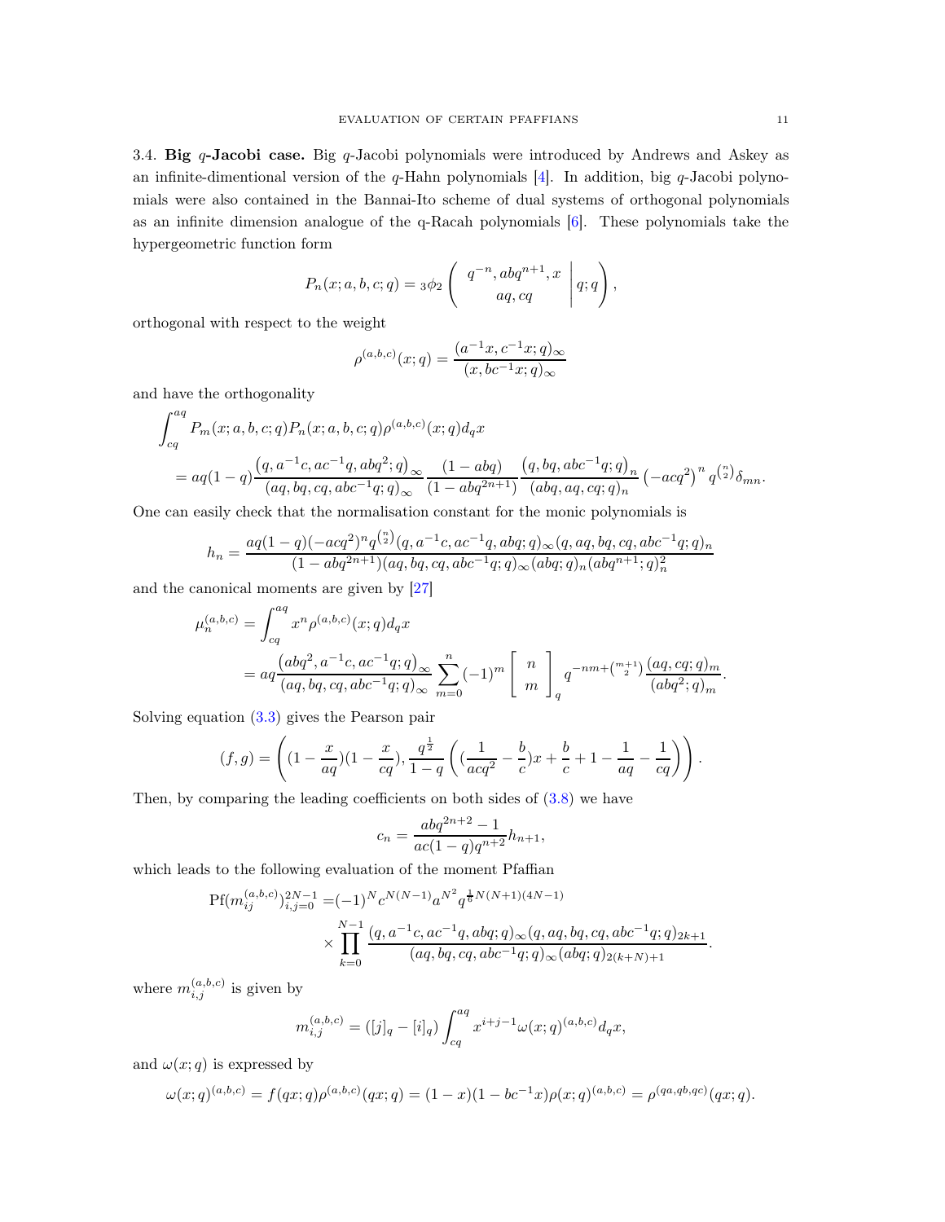3.4. **Big $q$-Jacobi case.** Big $q$-Jacobi polynomials were introduced by Andrews and Askey as an infinite-dimentional version of the $q$-Hahn polynomials [4]. In addition, big $q$-Jacobi polynomials were also contained in the Bannai-Ito scheme of dual systems of orthogonal polynomials as an infinite dimension analogue of the q-Racah polynomials [6]. These polynomials take the hypergeometric function form

$$P_n(x;a,b,c;q) = {}_3\phi_2\left( \begin{array}{c} q^{-n}, abq^{n+1}, x \\ aq, cq \end{array} \middle| q; q \right),$$

orthogonal with respect to the weight

$$\rho^{(a,b,c)}(x;q) = \frac{(a^{-1}x, c^{-1}x; q)_\infty}{(x, bc^{-1}x; q)_\infty}$$

and have the orthogonality

$$\begin{aligned}
&\int_{cq}^{aq} P_m(x;a,b,c;q) P_n(x;a,b,c;q) \rho^{(a,b,c)}(x;q) d_q x \\
&= aq(1-q) \frac{\left(q, a^{-1}c, ac^{-1}q, abq^2; q\right)_\infty}{(aq, bq, cq, abc^{-1}q; q)_\infty} \frac{(1-abq)}{(1-abq^{2n+1})} \frac{\left(q, bq, abc^{-1}q; q\right)_n}{(abq, aq, cq; q)_n} \left(-acq^2\right)^n q^{\binom{n}{2}} \delta_{mn}.
\end{aligned}$$

One can easily check that the normalisation constant for the monic polynomials is

$$h_n = \frac{aq(1-q)(-acq^2)^n q^{\binom{n}{2}} (q, a^{-1}c, ac^{-1}q, abq; q)_\infty (q, aq, bq, cq, abc^{-1}q; q)_n}{(1-abq^{2n+1})(aq, bq, cq, abc^{-1}q; q)_\infty (abq; q)_n (abq^{n+1}; q)_n^2}$$

and the canonical moments are given by [27]

$$\begin{aligned}
\mu_n^{(a,b,c)} &= \int_{cq}^{aq} x^n \rho^{(a,b,c)}(x;q) d_q x \\
&= aq \frac{\left(abq^2, a^{-1}c, ac^{-1}q; q\right)_\infty}{(aq, bq, cq, abc^{-1}q; q)_\infty} \sum_{m=0}^{n} (-1)^m \left[ \begin{array}{c} n \\ m \end{array} \right]_q q^{-nm+\binom{m+1}{2}} \frac{(aq, cq; q)_m}{(abq^2; q)_m}.
\end{aligned}$$

Solving equation (3.3) gives the Pearson pair

$$(f,g) = \left( (1-\frac{x}{aq})(1-\frac{x}{cq}), \frac{q^{\frac{1}{2}}}{1-q} \left( (\frac{1}{acq^2} - \frac{b}{c})x + \frac{b}{c} + 1 - \frac{1}{aq} - \frac{1}{cq} \right) \right).$$

Then, by comparing the leading coefficients on both sides of (3.8) we have

$$c_n = \frac{abq^{2n+2}-1}{ac(1-q)q^{n+2}} h_{n+1},$$

which leads to the following evaluation of the moment Pfaffian

$$\begin{aligned}
\mathrm{Pf}(m_{ij}^{(a,b,c)})_{i,j=0}^{2N-1} =& (-1)^N c^{N(N-1)} a^{N^2} q^{\frac{1}{6}N(N+1)(4N-1)} \\
&\times \prod_{k=0}^{N-1} \frac{(q, a^{-1}c, ac^{-1}q, abq; q)_\infty (q, aq, bq, cq, abc^{-1}q; q)_{2k+1}}{(aq, bq, cq, abc^{-1}q; q)_\infty (abq; q)_{2(k+N)+1}}.
\end{aligned}$$

where $m_{i,j}^{(a,b,c)}$ is given by

$$m_{i,j}^{(a,b,c)} = ([j]_q - [i]_q) \int_{cq}^{aq} x^{i+j-1} \omega(x;q)^{(a,b,c)} d_q x,$$

and $\omega(x;q)$ is expressed by

$$\omega(x;q)^{(a,b,c)} = f(qx;q)\rho^{(a,b,c)}(qx;q) = (1-x)(1-bc^{-1}x)\rho(x;q)^{(a,b,c)} = \rho^{(qa,qb,qc)}(qx;q).$$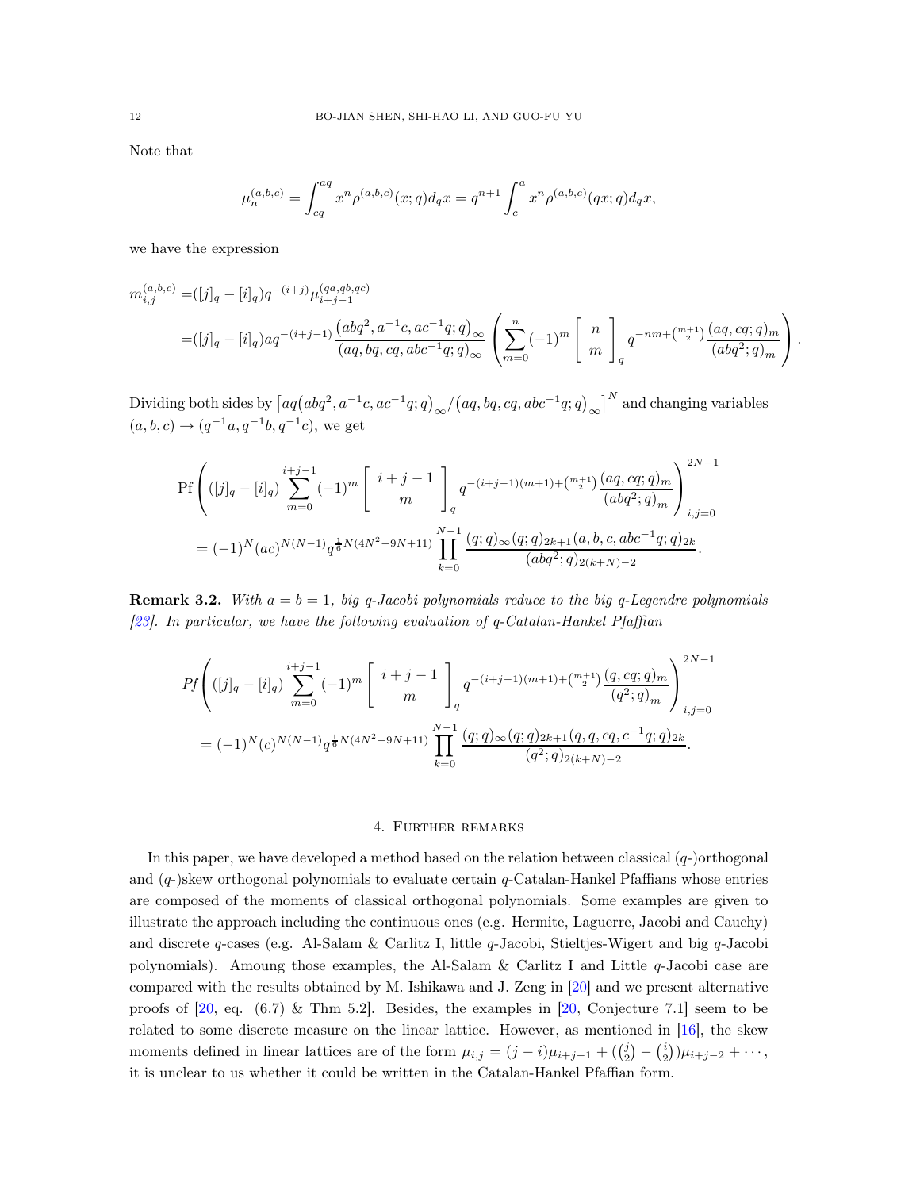Note that

$$\mu_n^{(a,b,c)} = \int_{cq}^{aq} x^n \rho^{(a,b,c)}(x;q) d_q x = q^{n+1} \int_c^a x^n \rho^{(a,b,c)}(qx;q) d_q x,$$

we have the expression

$$\begin{aligned}
m_{i,j}^{(a,b,c)} =& ([j]_q - [i]_q) q^{-(i+j)} \mu_{i+j-1}^{(qa,qb,qc)} \\
=& ([j]_q - [i]_q) a q^{-(i+j-1)} \frac{\left(abq^2, a^{-1}c, ac^{-1}q; q\right)_\infty}{(aq, bq, cq, abc^{-1}q; q)_\infty} \left( \sum_{m=0}^{n} (-1)^m \begin{bmatrix} n \\ m \end{bmatrix}_q q^{-nm + \binom{m+1}{2}} \frac{(aq, cq; q)_m}{(abq^2; q)_m} \right).
\end{aligned}$$

Dividing both sides by $\left[aq\left(abq^2, a^{-1}c, ac^{-1}q; q\right)_\infty / \left(aq, bq, cq, abc^{-1}q; q\right)_\infty\right]^N$ and changing variables $(a, b, c) \to (q^{-1}a, q^{-1}b, q^{-1}c)$, we get

$$\begin{aligned}
&\mathrm{Pf}\left( ([j]_q - [i]_q) \sum_{m=0}^{i+j-1} (-1)^m \begin{bmatrix} i+j-1 \\ m \end{bmatrix}_q q^{-(i+j-1)(m+1) + \binom{m+1}{2}} \frac{(aq, cq; q)_m}{(abq^2; q)_m} \right)_{i,j=0}^{2N-1} \\
&= (-1)^N (ac)^{N(N-1)} q^{\frac{1}{6}N(4N^2-9N+11)} \prod_{k=0}^{N-1} \frac{(q;q)_\infty (q;q)_{2k+1} (a, b, c, abc^{-1}q; q)_{2k}}{(abq^2; q)_{2(k+N)-2}}.
\end{aligned}$$

**Remark 3.2.** *With $a = b = 1$, big q-Jacobi polynomials reduce to the big q-Legendre polynomials [23]. In particular, we have the following evaluation of q-Catalan-Hankel Pfaffian*

$$\begin{aligned}
&Pf\left( ([j]_q - [i]_q) \sum_{m=0}^{i+j-1} (-1)^m \begin{bmatrix} i+j-1 \\ m \end{bmatrix}_q q^{-(i+j-1)(m+1) + \binom{m+1}{2}} \frac{(q, cq; q)_m}{(q^2; q)_m} \right)_{i,j=0}^{2N-1} \\
&= (-1)^N (c)^{N(N-1)} q^{\frac{1}{6}N(4N^2-9N+11)} \prod_{k=0}^{N-1} \frac{(q;q)_\infty (q;q)_{2k+1} (q, q, cq, c^{-1}q; q)_{2k}}{(q^2; q)_{2(k+N)-2}}.
\end{aligned}$$

## 4. Further remarks

In this paper, we have developed a method based on the relation between classical ($q$-)orthogonal and ($q$-)skew orthogonal polynomials to evaluate certain $q$-Catalan-Hankel Pfaffians whose entries are composed of the moments of classical orthogonal polynomials. Some examples are given to illustrate the approach including the continuous ones (e.g. Hermite, Laguerre, Jacobi and Cauchy) and discrete $q$-cases (e.g. Al-Salam & Carlitz I, little $q$-Jacobi, Stieltjes-Wigert and big $q$-Jacobi polynomials). Amoung those examples, the Al-Salam & Carlitz I and Little $q$-Jacobi case are compared with the results obtained by M. Ishikawa and J. Zeng in [20] and we present alternative proofs of [20, eq. (6.7) & Thm 5.2]. Besides, the examples in [20, Conjecture 7.1] seem to be related to some discrete measure on the linear lattice. However, as mentioned in [16], the skew moments defined in linear lattices are of the form $\mu_{i,j} = (j-i)\mu_{i+j-1} + (\binom{j}{2} - \binom{i}{2})\mu_{i+j-2} + \cdots$, it is unclear to us whether it could be written in the Catalan-Hankel Pfaffian form.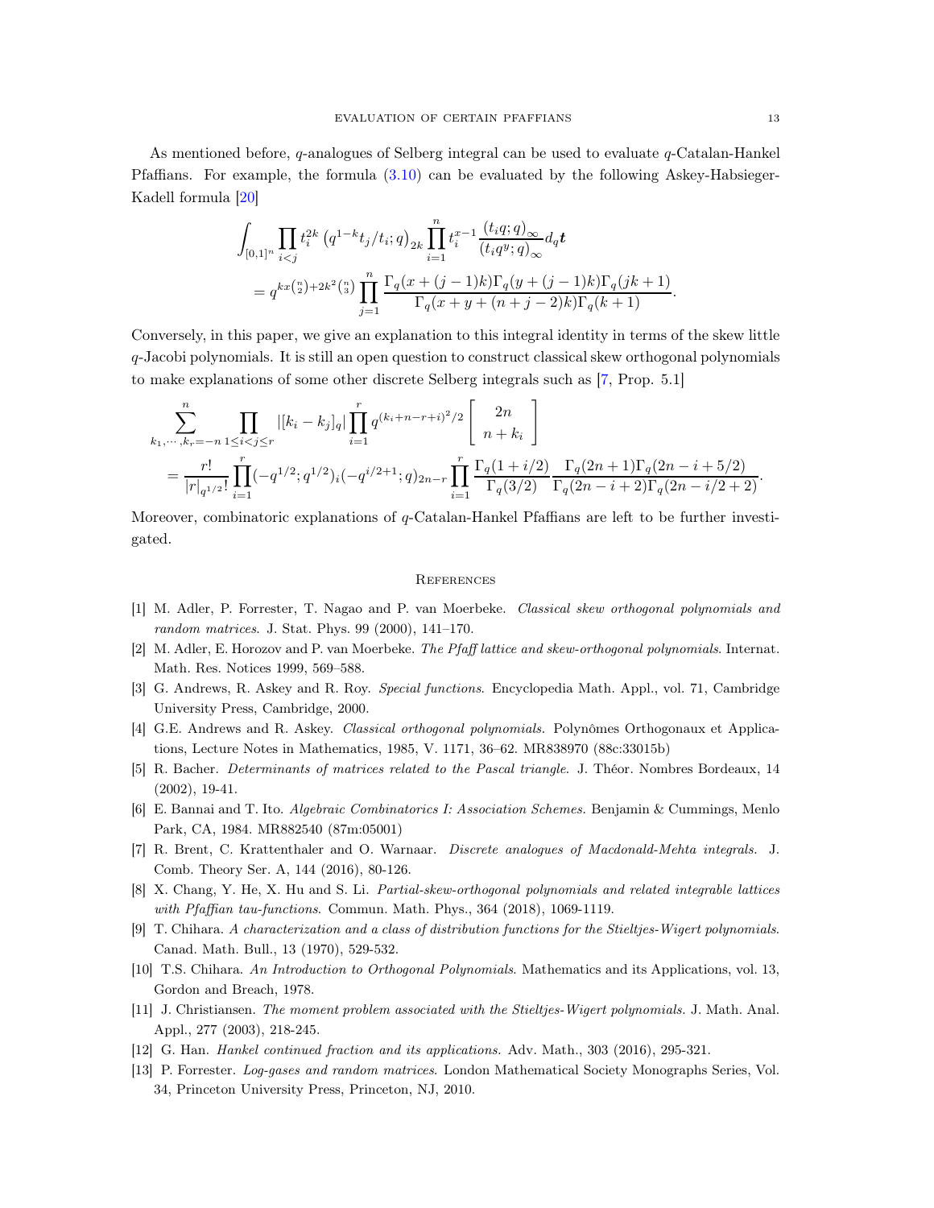As mentioned before, $q$-analogues of Selberg integral can be used to evaluate $q$-Catalan-Hankel Pfaffians. For example, the formula (3.10) can be evaluated by the following Askey-Habsieger-Kadell formula [20]

$$
\begin{aligned}
&\int_{[0,1]^n} \prod_{i<j} t_i^{2k} \left(q^{1-k} t_j/t_i; q\right)_{2k} \prod_{i=1}^{n} t_i^{x-1} \frac{(t_i q; q)_\infty}{(t_i q^y; q)_\infty} d_q \boldsymbol{t} \\
&\quad = q^{kx\binom{n}{2}+2k^2\binom{n}{3}} \prod_{j=1}^{n} \frac{\Gamma_q(x+(j-1)k)\Gamma_q(y+(j-1)k)\Gamma_q(jk+1)}{\Gamma_q(x+y+(n+j-2)k)\Gamma_q(k+1)}.
\end{aligned}
$$

Conversely, in this paper, we give an explanation to this integral identity in terms of the skew little $q$-Jacobi polynomials. It is still an open question to construct classical skew orthogonal polynomials to make explanations of some other discrete Selberg integrals such as [7, Prop. 5.1]

$$
\begin{aligned}
&\sum_{k_1,\cdots,k_r=-n}^{n} \prod_{1\le i<j\le r} |[k_i-k_j]_q| \prod_{i=1}^{r} q^{(k_i+n-r+i)^2/2} \begin{bmatrix} 2n \\ n+k_i \end{bmatrix} \\
&= \frac{r!}{|r|_{q^{1/2}}!} \prod_{i=1}^{r} (-q^{1/2};q^{1/2})_i (-q^{i/2+1};q)_{2n-r} \prod_{i=1}^{r} \frac{\Gamma_q(1+i/2)}{\Gamma_q(3/2)} \frac{\Gamma_q(2n+1)\Gamma_q(2n-i+5/2)}{\Gamma_q(2n-i+2)\Gamma_q(2n-i/2+2)}.
\end{aligned}
$$

Moreover, combinatoric explanations of $q$-Catalan-Hankel Pfaffians are left to be further investigated.

## References

[1] M. Adler, P. Forrester, T. Nagao and P. van Moerbeke. *Classical skew orthogonal polynomials and random matrices*. J. Stat. Phys. 99 (2000), 141–170.

[2] M. Adler, E. Horozov and P. van Moerbeke. *The Pfaff lattice and skew-orthogonal polynomials*. Internat. Math. Res. Notices 1999, 569–588.

[3] G. Andrews, R. Askey and R. Roy. *Special functions*. Encyclopedia Math. Appl., vol. 71, Cambridge University Press, Cambridge, 2000.

[4] G.E. Andrews and R. Askey. *Classical orthogonal polynomials*. Polynômes Orthogonaux et Applications, Lecture Notes in Mathematics, 1985, V. 1171, 36–62. MR838970 (88c:33015b)

[5] R. Bacher. *Determinants of matrices related to the Pascal triangle*. J. Théor. Nombres Bordeaux, 14 (2002), 19-41.

[6] E. Bannai and T. Ito. *Algebraic Combinatorics I: Association Schemes*. Benjamin & Cummings, Menlo Park, CA, 1984. MR882540 (87m:05001)

[7] R. Brent, C. Krattenthaler and O. Warnaar. *Discrete analogues of Macdonald-Mehta integrals*. J. Comb. Theory Ser. A, 144 (2016), 80-126.

[8] X. Chang, Y. He, X. Hu and S. Li. *Partial-skew-orthogonal polynomials and related integrable lattices with Pfaffian tau-functions*. Commun. Math. Phys., 364 (2018), 1069-1119.

[9] T. Chihara. *A characterization and a class of distribution functions for the Stieltjes-Wigert polynomials*. Canad. Math. Bull., 13 (1970), 529-532.

[10] T.S. Chihara. *An Introduction to Orthogonal Polynomials*. Mathematics and its Applications, vol. 13, Gordon and Breach, 1978.

[11] J. Christiansen. *The moment problem associated with the Stieltjes-Wigert polynomials*. J. Math. Anal. Appl., 277 (2003), 218-245.

[12] G. Han. *Hankel continued fraction and its applications*. Adv. Math., 303 (2016), 295-321.

[13] P. Forrester. *Log-gases and random matrices*. London Mathematical Society Monographs Series, Vol. 34, Princeton University Press, Princeton, NJ, 2010.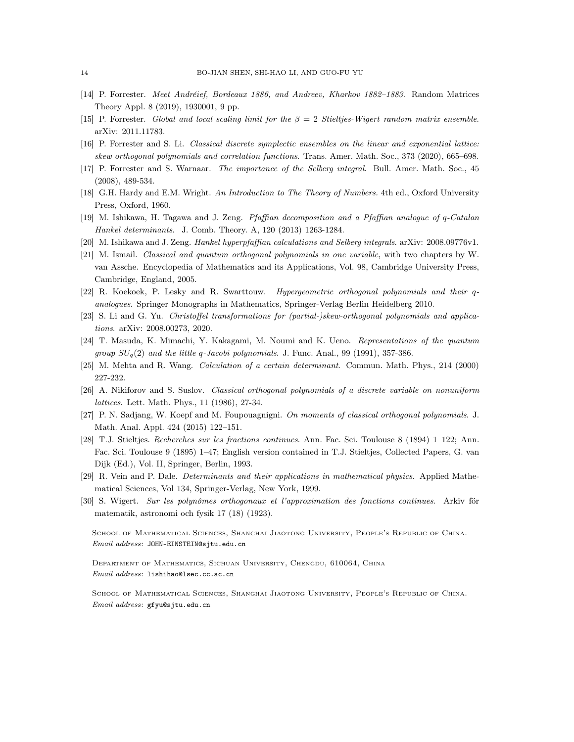[14] P. Forrester. *Meet Andréief, Bordeaux 1886, and Andreev, Kharkov 1882–1883*. Random Matrices Theory Appl. 8 (2019), 1930001, 9 pp.

[15] P. Forrester. *Global and local scaling limit for the $\beta = 2$ Stieltjes-Wigert random matrix ensemble*. arXiv: 2011.11783.

[16] P. Forrester and S. Li. *Classical discrete symplectic ensembles on the linear and exponential lattice: skew orthogonal polynomials and correlation functions*. Trans. Amer. Math. Soc., 373 (2020), 665–698.

[17] P. Forrester and S. Warnaar. *The importance of the Selberg integral*. Bull. Amer. Math. Soc., 45 (2008), 489-534.

[18] G.H. Hardy and E.M. Wright. *An Introduction to The Theory of Numbers.* 4th ed., Oxford University Press, Oxford, 1960.

[19] M. Ishikawa, H. Tagawa and J. Zeng. *Pfaffian decomposition and a Pfaffian analogue of $q$-Catalan Hankel determinants*. J. Comb. Theory. A, 120 (2013) 1263-1284.

[20] M. Ishikawa and J. Zeng. *Hankel hyperpfaffian calculations and Selberg integrals*. arXiv: 2008.09776v1.

[21] M. Ismail. *Classical and quantum orthogonal polynomials in one variable*, with two chapters by W. van Assche. Encyclopedia of Mathematics and its Applications, Vol. 98, Cambridge University Press, Cambridge, England, 2005.

[22] R. Koekoek, P. Lesky and R. Swarttouw. *Hypergeometric orthogonal polynomials and their $q$-analogues*. Springer Monographs in Mathematics, Springer-Verlag Berlin Heidelberg 2010.

[23] S. Li and G. Yu. *Christoffel transformations for (partial-)skew-orthogonal polynomials and applications*. arXiv: 2008.00273, 2020.

[24] T. Masuda, K. Mimachi, Y. Kakagami, M. Noumi and K. Ueno. *Representations of the quantum group $SU_q(2)$ and the little $q$-Jacobi polynomials*. J. Func. Anal., 99 (1991), 357-386.

[25] M. Mehta and R. Wang. *Calculation of a certain determinant*. Commun. Math. Phys., 214 (2000) 227-232.

[26] A. Nikiforov and S. Suslov. *Classical orthogonal polynomials of a discrete variable on nonuniform lattices*. Lett. Math. Phys., 11 (1986), 27-34.

[27] P. N. Sadjang, W. Koepf and M. Foupouagnigni. *On moments of classical orthogonal polynomials*. J. Math. Anal. Appl. 424 (2015) 122–151.

[28] T.J. Stieltjes. *Recherches sur les fractions continues*. Ann. Fac. Sci. Toulouse 8 (1894) 1–122; Ann. Fac. Sci. Toulouse 9 (1895) 1–47; English version contained in T.J. Stieltjes, Collected Papers, G. van Dijk (Ed.), Vol. II, Springer, Berlin, 1993.

[29] R. Vein and P. Dale. *Determinants and their applications in mathematical physics.* Applied Mathematical Sciences, Vol 134, Springer-Verlag, New York, 1999.

[30] S. Wigert. *Sur les polynômes orthogonaux et l'approximation des fonctions continues.* Arkiv för matematik, astronomi och fysik 17 (18) (1923).

School of Mathematical Sciences, Shanghai Jiaotong University, People's Republic of China.
*Email address*: JOHN-EINSTEIN@sjtu.edu.cn

Department of Mathematics, Sichuan University, Chengdu, 610064, China
*Email address*: lishihao@lsec.cc.ac.cn

School of Mathematical Sciences, Shanghai Jiaotong University, People's Republic of China.
*Email address*: gfyu@sjtu.edu.cn